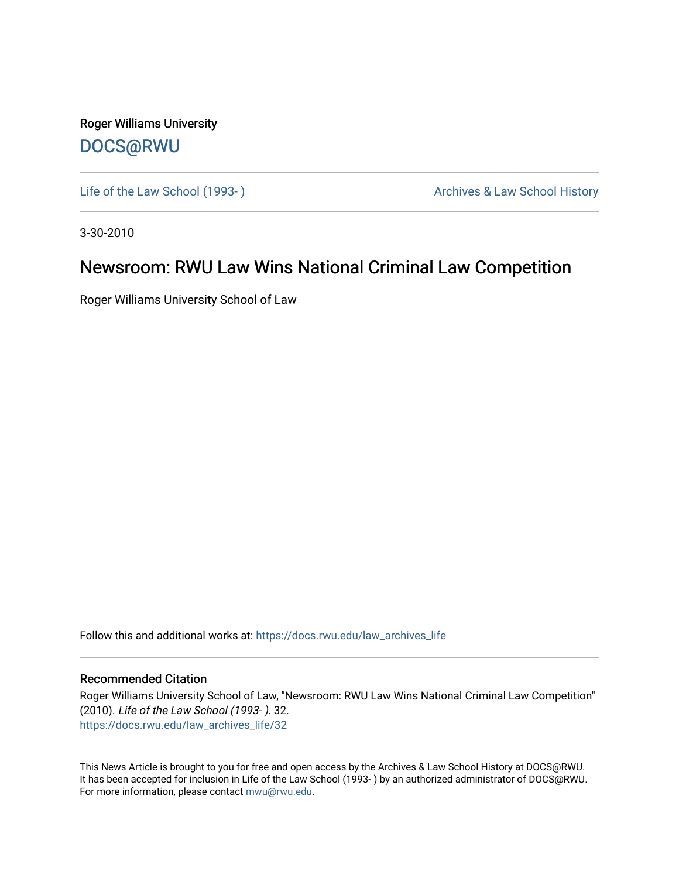Roger Williams University

DOCS@RWU

Life of the Law School (1993- )

Archives & Law School History

3-30-2010

# Newsroom: RWU Law Wins National Criminal Law Competition

Roger Williams University School of Law

Follow this and additional works at: https://docs.rwu.edu/law_archives_life

## Recommended Citation

Roger Williams University School of Law, "Newsroom: RWU Law Wins National Criminal Law Competition" (2010). *Life of the Law School (1993- )*. 32.
https://docs.rwu.edu/law_archives_life/32

This News Article is brought to you for free and open access by the Archives & Law School History at DOCS@RWU. It has been accepted for inclusion in Life of the Law School (1993- ) by an authorized administrator of DOCS@RWU. For more information, please contact mwu@rwu.edu.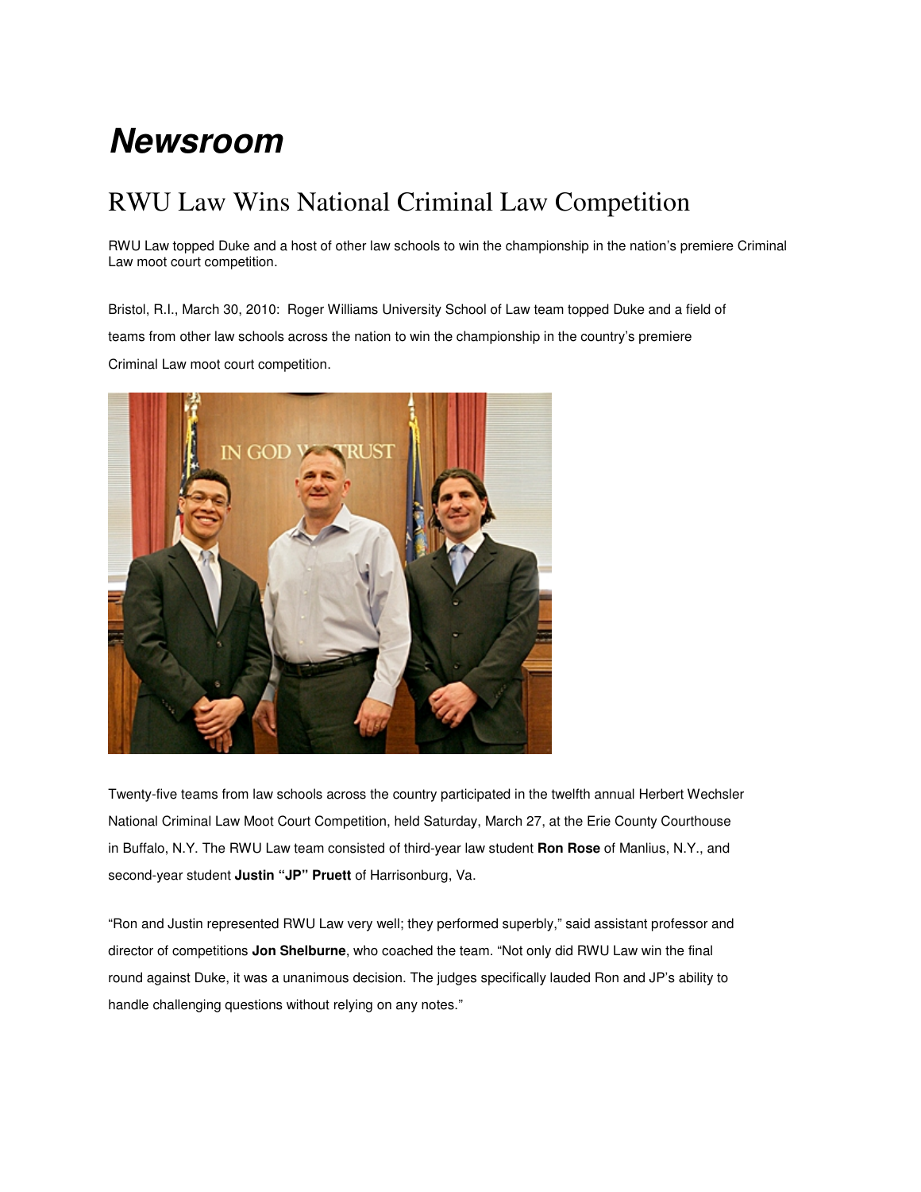# *Newsroom*

## RWU Law Wins National Criminal Law Competition

RWU Law topped Duke and a host of other law schools to win the championship in the nation's premiere Criminal Law moot court competition.

Bristol, R.I., March 30, 2010: Roger Williams University School of Law team topped Duke and a field of teams from other law schools across the nation to win the championship in the country's premiere Criminal Law moot court competition.

Twenty-five teams from law schools across the country participated in the twelfth annual Herbert Wechsler National Criminal Law Moot Court Competition, held Saturday, March 27, at the Erie County Courthouse in Buffalo, N.Y. The RWU Law team consisted of third-year law student **Ron Rose** of Manlius, N.Y., and second-year student **Justin "JP" Pruett** of Harrisonburg, Va.

"Ron and Justin represented RWU Law very well; they performed superbly," said assistant professor and director of competitions **Jon Shelburne**, who coached the team. "Not only did RWU Law win the final round against Duke, it was a unanimous decision. The judges specifically lauded Ron and JP's ability to handle challenging questions without relying on any notes."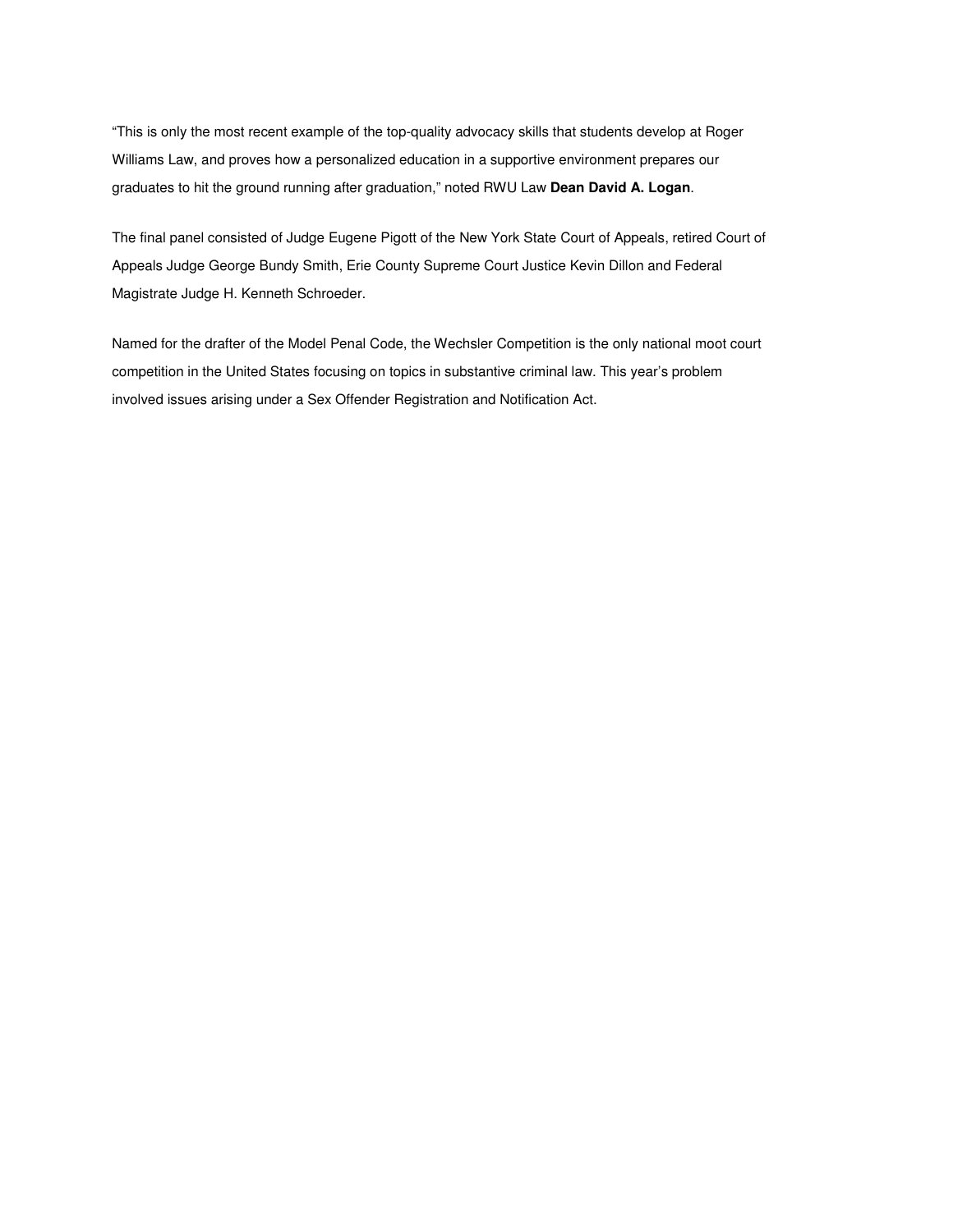"This is only the most recent example of the top-quality advocacy skills that students develop at Roger Williams Law, and proves how a personalized education in a supportive environment prepares our graduates to hit the ground running after graduation," noted RWU Law **Dean David A. Logan**.

The final panel consisted of Judge Eugene Pigott of the New York State Court of Appeals, retired Court of Appeals Judge George Bundy Smith, Erie County Supreme Court Justice Kevin Dillon and Federal Magistrate Judge H. Kenneth Schroeder.

Named for the drafter of the Model Penal Code, the Wechsler Competition is the only national moot court competition in the United States focusing on topics in substantive criminal law. This year's problem involved issues arising under a Sex Offender Registration and Notification Act.